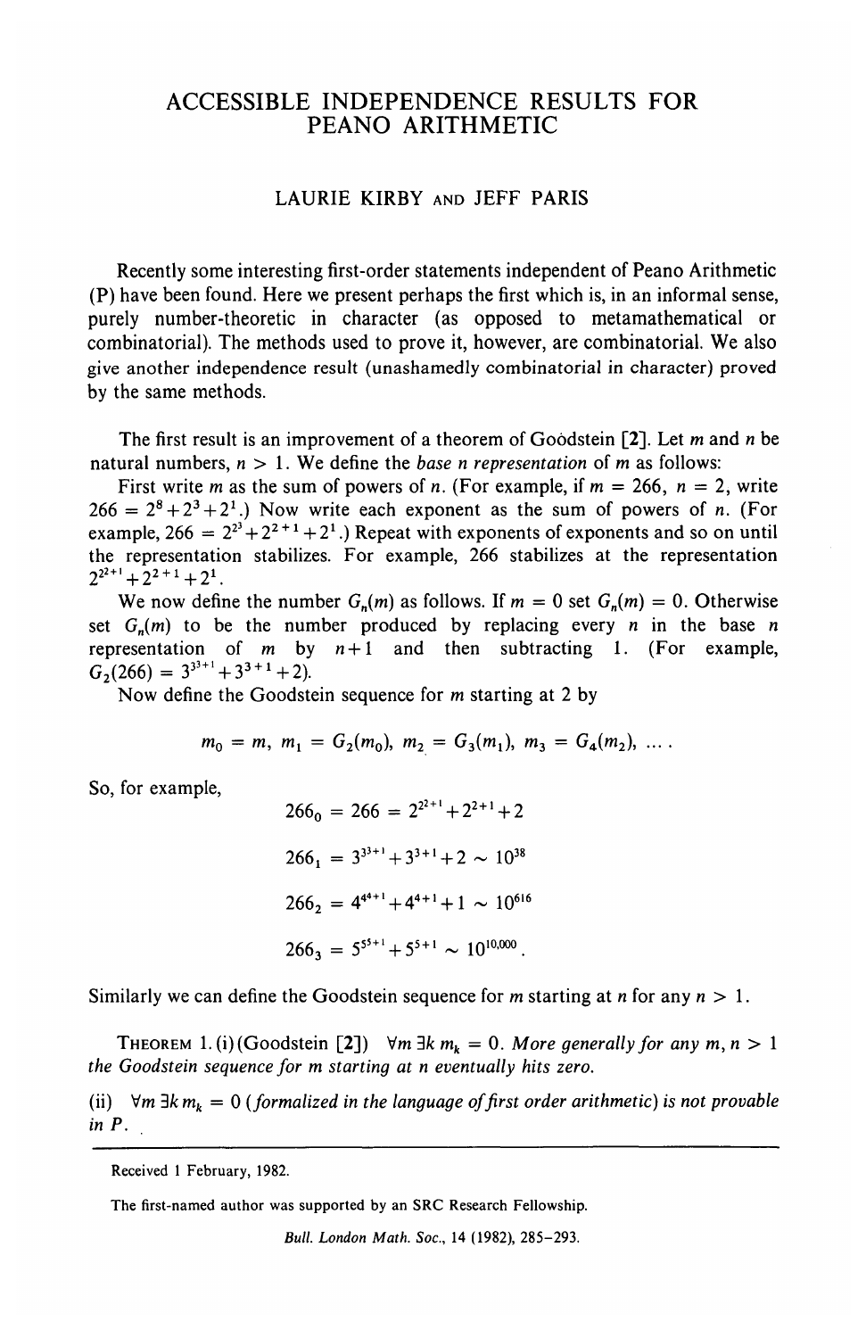# ACCESSIBLE INDEPENDENCE RESULTS FOR PEANO ARITHMETIC

LAURIE KIRBY AND JEFF PARIS

Recently some interesting first-order statements independent of Peano Arithmetic (P) have been found. Here we present perhaps the first which is, in an informal sense, purely number-theoretic in character (as opposed to metamathematical or combinatorial). The methods used to prove it, however, are combinatorial. We also give another independence result (unashamedly combinatorial in character) proved by the same methods.

The first result is an improvement of a theorem of Goodstein [2]. Let $m$ and $n$ be natural numbers, $n > 1$. We define the *base n representation* of $m$ as follows:

First write $m$ as the sum of powers of $n$. (For example, if $m = 266$, $n = 2$, write $266 = 2^8 + 2^3 + 2^1$.) Now write each exponent as the sum of powers of $n$. (For example, $266 = 2^{2^3} + 2^{2+1} + 2^1$.) Repeat with exponents of exponents and so on until the representation stabilizes. For example, 266 stabilizes at the representation $2^{2^{2+1}} + 2^{2+1} + 2^1$.

We now define the number $G_n(m)$ as follows. If $m = 0$ set $G_n(m) = 0$. Otherwise set $G_n(m)$ to be the number produced by replacing every $n$ in the base $n$ representation of $m$ by $n+1$ and then subtracting 1. (For example, $G_2(266) = 3^{3^{3+1}} + 3^{3+1} + 2$).

Now define the Goodstein sequence for $m$ starting at 2 by

$$m_0 = m,\ m_1 = G_2(m_0),\ m_2 = G_3(m_1),\ m_3 = G_4(m_2),\ \ldots .$$

So, for example,

$$266_0 = 266 = 2^{2^{2+1}} + 2^{2+1} + 2$$

$$266_1 = 3^{3^{3+1}} + 3^{3+1} + 2 \sim 10^{38}$$

$$266_2 = 4^{4^{4+1}} + 4^{4+1} + 1 \sim 10^{616}$$

$$266_3 = 5^{5^{5+1}} + 5^{5+1} \sim 10^{10,000}.$$

Similarly we can define the Goodstein sequence for $m$ starting at $n$ for any $n > 1$.

THEOREM 1. (i) (Goodstein [2]) $\forall m\, \exists k\, m_k = 0$. *More generally for any $m, n > 1$ the Goodstein sequence for $m$ starting at $n$ eventually hits zero.*

(ii) $\forall m\, \exists k\, m_k = 0$ *(formalized in the language of first order arithmetic) is not provable in P.*

---

Received 1 February, 1982.

The first-named author was supported by an SRC Research Fellowship.

Bull. London Math. Soc., 14 (1982), 285–293.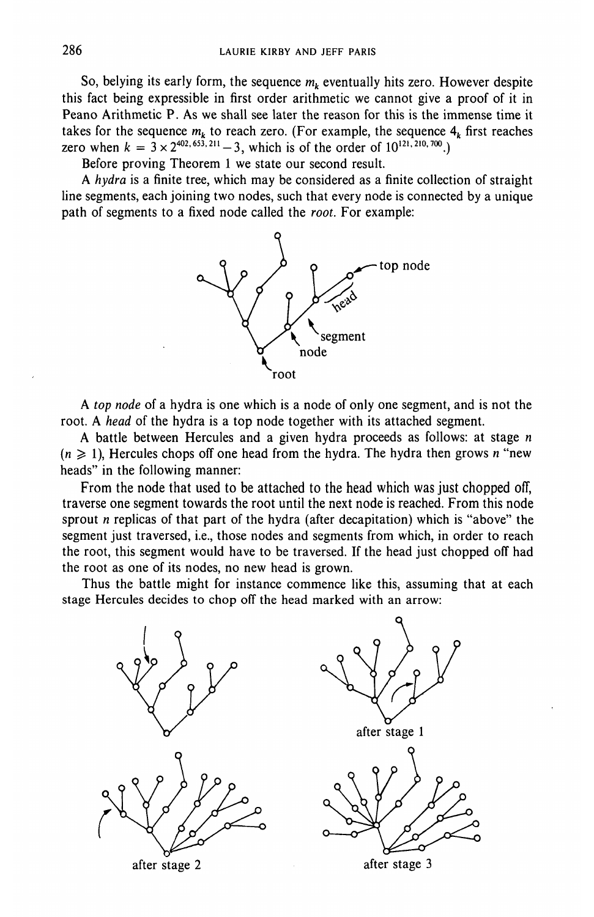So, belying its early form, the sequence $m_k$ eventually hits zero. However despite this fact being expressible in first order arithmetic we cannot give a proof of it in Peano Arithmetic P. As we shall see later the reason for this is the immense time it takes for the sequence $m_k$ to reach zero. (For example, the sequence $4_k$ first reaches zero when $k = 3 \times 2^{402,653,211} - 3$, which is of the order of $10^{121,210,700}$.)

Before proving Theorem 1 we state our second result.

A *hydra* is a finite tree, which may be considered as a finite collection of straight line segments, each joining two nodes, such that every node is connected by a unique path of segments to a fixed node called the *root*. For example:

A *top node* of a hydra is one which is a node of only one segment, and is not the root. A *head* of the hydra is a top node together with its attached segment.

A battle between Hercules and a given hydra proceeds as follows: at stage $n$ ($n \geqslant 1$), Hercules chops off one head from the hydra. The hydra then grows $n$ "new heads" in the following manner:

From the node that used to be attached to the head which was just chopped off, traverse one segment towards the root until the next node is reached. From this node sprout $n$ replicas of that part of the hydra (after decapitation) which is "above" the segment just traversed, i.e., those nodes and segments from which, in order to reach the root, this segment would have to be traversed. If the head just chopped off had the root as one of its nodes, no new head is grown.

Thus the battle might for instance commence like this, assuming that at each stage Hercules decides to chop off the head marked with an arrow:

after stage 1

after stage 2

after stage 3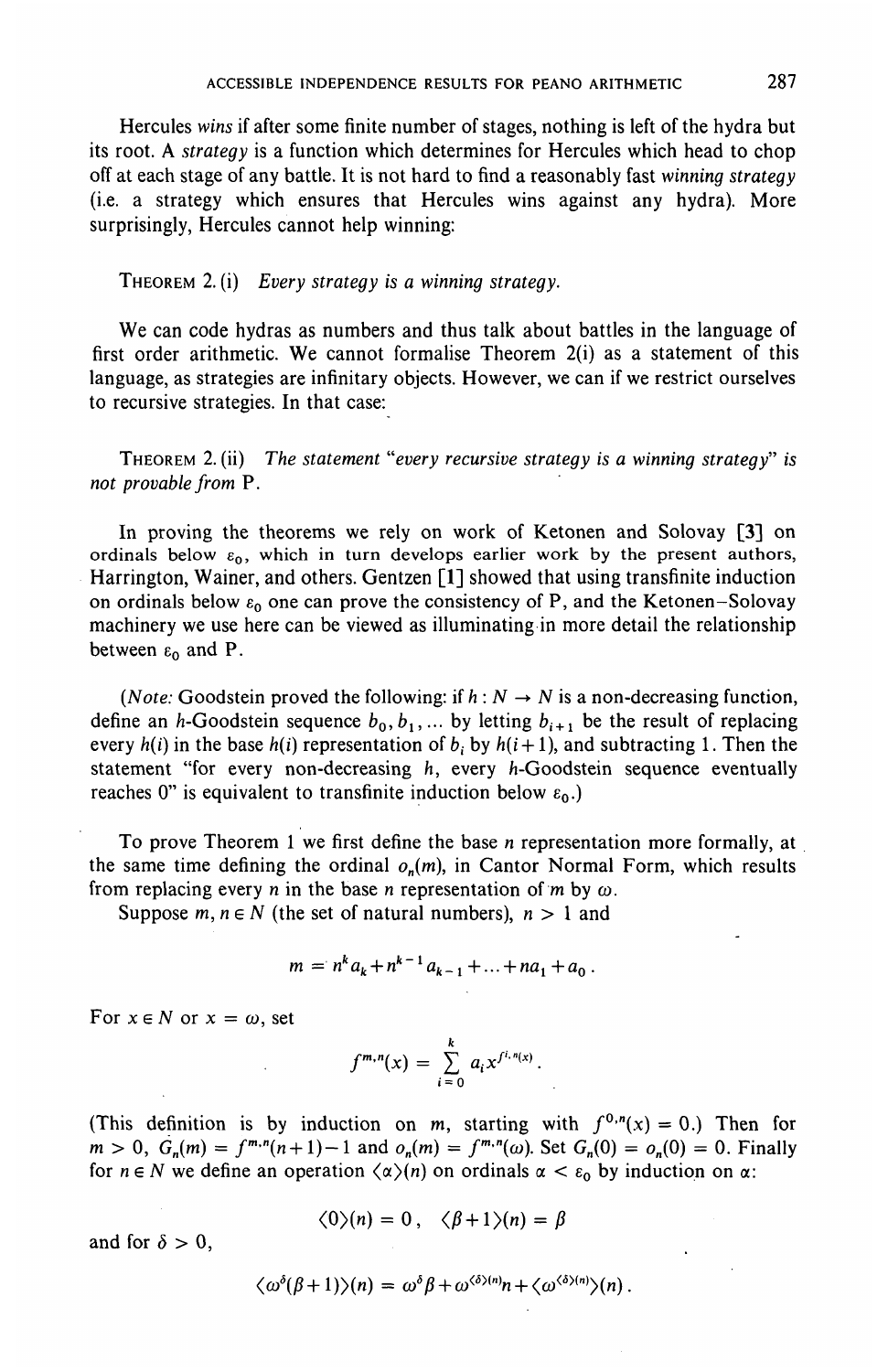Hercules *wins* if after some finite number of stages, nothing is left of the hydra but its root. A *strategy* is a function which determines for Hercules which head to chop off at each stage of any battle. It is not hard to find a reasonably fast *winning strategy* (i.e. a strategy which ensures that Hercules wins against any hydra). More surprisingly, Hercules cannot help winning:

THEOREM 2. (i) *Every strategy is a winning strategy.*

We can code hydras as numbers and thus talk about battles in the language of first order arithmetic. We cannot formalise Theorem 2(i) as a statement of this language, as strategies are infinitary objects. However, we can if we restrict ourselves to recursive strategies. In that case:

THEOREM 2. (ii) *The statement "every recursive strategy is a winning strategy" is not provable from* P.

In proving the theorems we rely on work of Ketonen and Solovay [3] on ordinals below $\varepsilon_0$, which in turn develops earlier work by the present authors, Harrington, Wainer, and others. Gentzen [1] showed that using transfinite induction on ordinals below $\varepsilon_0$ one can prove the consistency of P, and the Ketonen–Solovay machinery we use here can be viewed as illuminating in more detail the relationship between $\varepsilon_0$ and P.

(*Note:* Goodstein proved the following: if $h: N \to N$ is a non-decreasing function, define an $h$-Goodstein sequence $b_0, b_1, \ldots$ by letting $b_{i+1}$ be the result of replacing every $h(i)$ in the base $h(i)$ representation of $b_i$ by $h(i+1)$, and subtracting 1. Then the statement "for every non-decreasing $h$, every $h$-Goodstein sequence eventually reaches 0" is equivalent to transfinite induction below $\varepsilon_0$.)

To prove Theorem 1 we first define the base $n$ representation more formally, at the same time defining the ordinal $o_n(m)$, in Cantor Normal Form, which results from replacing every $n$ in the base $n$ representation of $m$ by $\omega$.

Suppose $m, n \in N$ (the set of natural numbers), $n > 1$ and

$$m = n^k a_k + n^{k-1} a_{k-1} + \ldots + n a_1 + a_0 .$$

For $x \in N$ or $x = \omega$, set

$$f^{m,n}(x) = \sum_{i=0}^{k} a_i x^{f^{i,n}(x)} .$$

(This definition is by induction on $m$, starting with $f^{0,n}(x) = 0$.) Then for $m > 0$, $G_n(m) = f^{m,n}(n+1) - 1$ and $o_n(m) = f^{m,n}(\omega)$. Set $G_n(0) = o_n(0) = 0$. Finally for $n \in N$ we define an operation $\langle \alpha \rangle(n)$ on ordinals $\alpha < \varepsilon_0$ by induction on $\alpha$:

$$\langle 0 \rangle(n) = 0 , \quad \langle \beta + 1 \rangle(n) = \beta$$

and for $\delta > 0$,

$$\langle \omega^\delta(\beta+1) \rangle(n) = \omega^\delta \beta + \omega^{\langle \delta \rangle(n)} n + \langle \omega^{\langle \delta \rangle(n)} \rangle(n) .$$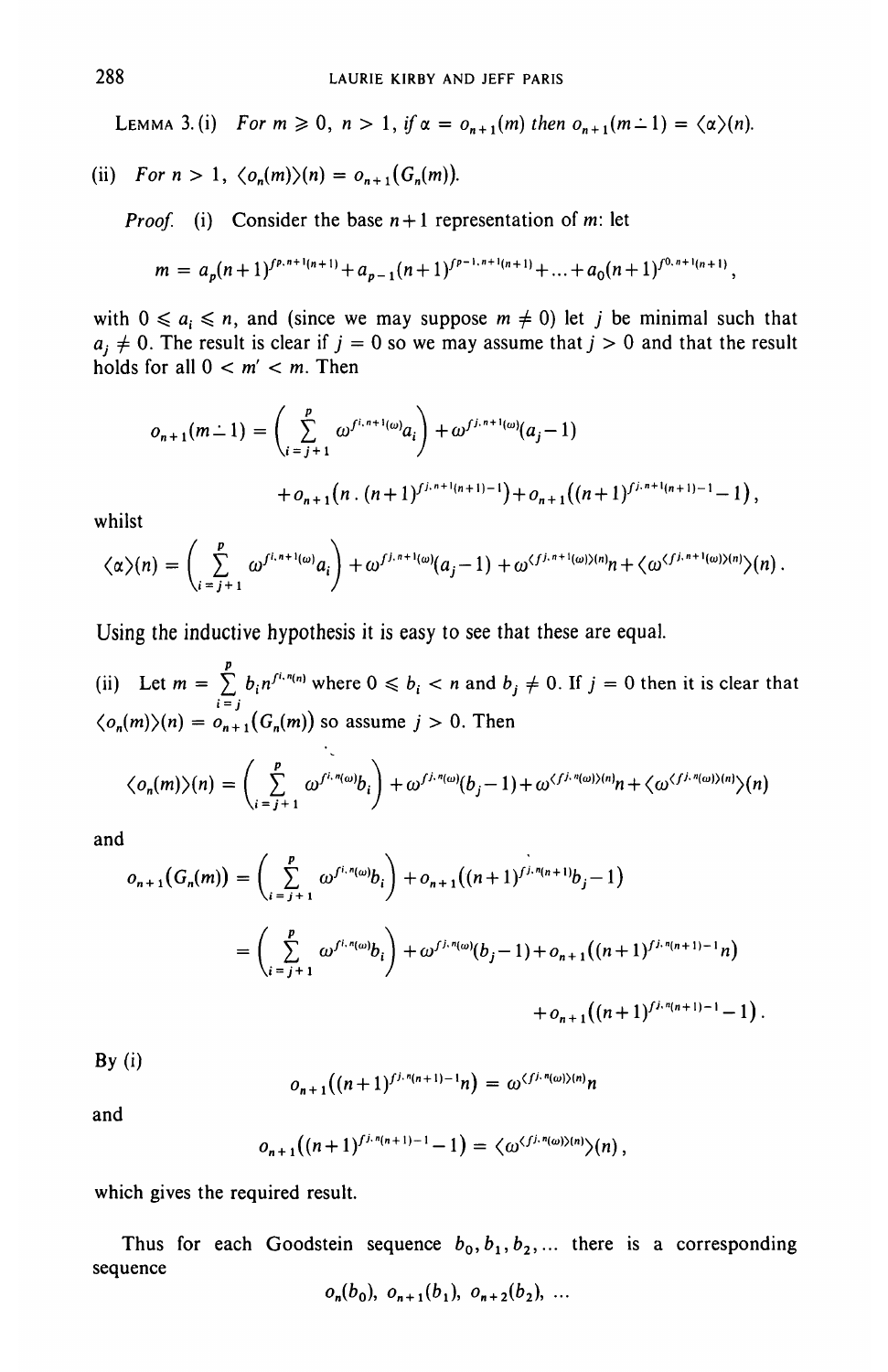LEMMA 3. (i) *For $m \geqslant 0$, $n > 1$, if $\alpha = o_{n+1}(m)$ then $o_{n+1}(m \dot{-} 1) = \langle \alpha \rangle(n)$.*

(ii) *For $n > 1$, $\langle o_n(m) \rangle(n) = o_{n+1}(G_n(m))$.*

*Proof.* (i) Consider the base $n+1$ representation of $m$: let

$$m = a_p(n+1)^{f^{p,n+1}(n+1)} + a_{p-1}(n+1)^{f^{p-1,n+1}(n+1)} + \ldots + a_0(n+1)^{f^{0,n+1}(n+1)},$$

with $0 \leqslant a_i \leqslant n$, and (since we may suppose $m \neq 0$) let $j$ be minimal such that $a_j \neq 0$. The result is clear if $j = 0$ so we may assume that $j > 0$ and that the result holds for all $0 < m' < m$. Then

$$o_{n+1}(m \dot{-} 1) = \left( \sum_{i=j+1}^{p} \omega^{f^{i,n+1}(\omega)} a_i \right) + \omega^{f^{j,n+1}(\omega)}(a_j - 1)$$

$$+ o_{n+1}\left(n \,.\, (n+1)^{f^{j,n+1}(n+1)-1}\right) + o_{n+1}\left((n+1)^{f^{j,n+1}(n+1)-1} - 1\right),$$

whilst

$$\langle \alpha \rangle(n) = \left( \sum_{i=j+1}^{p} \omega^{f^{i,n+1}(\omega)} a_i \right) + \omega^{f^{j,n+1}(\omega)}(a_j - 1) + \omega^{\langle f^{j,n+1}(\omega) \rangle(n)} n + \langle \omega^{\langle f^{j,n+1}(\omega) \rangle(n)} \rangle(n).$$

Using the inductive hypothesis it is easy to see that these are equal.

(ii) Let $m = \sum_{i=j}^{p} b_i n^{f^{i,n}(n)}$ where $0 \leqslant b_i < n$ and $b_j \neq 0$. If $j = 0$ then it is clear that $\langle o_n(m) \rangle(n) = o_{n+1}(G_n(m))$ so assume $j > 0$. Then

$$\langle o_n(m) \rangle(n) = \left( \sum_{i=j+1}^{p} \omega^{f^{i,n}(\omega)} b_i \right) + \omega^{f^{j,n}(\omega)}(b_j - 1) + \omega^{\langle f^{j,n}(\omega) \rangle(n)} n + \langle \omega^{\langle f^{j,n}(\omega) \rangle(n)} \rangle(n)$$

and

$$o_{n+1}(G_n(m)) = \left( \sum_{i=j+1}^{p} \omega^{f^{i,n}(\omega)} b_i \right) + o_{n+1}\left((n+1)^{f^{j,n}(n+1)} b_j - 1\right)$$

$$= \left( \sum_{i=j+1}^{p} \omega^{f^{i,n}(\omega)} b_i \right) + \omega^{f^{j,n}(\omega)}(b_j - 1) + o_{n+1}\left((n+1)^{f^{j,n}(n+1)-1} n\right)$$

$$+ o_{n+1}\left((n+1)^{f^{j,n}(n+1)-1} - 1\right).$$

By (i)

$$o_{n+1}\left((n+1)^{f^{j,n}(n+1)-1} n\right) = \omega^{\langle f^{j,n}(\omega) \rangle(n)} n$$

and

$$o_{n+1}\left((n+1)^{f^{j,n}(n+1)-1} - 1\right) = \langle \omega^{\langle f^{j,n}(\omega) \rangle(n)} \rangle(n),$$

which gives the required result.

Thus for each Goodstein sequence $b_0, b_1, b_2, \ldots$ there is a corresponding sequence

$$o_n(b_0),\ o_{n+1}(b_1),\ o_{n+2}(b_2),\ \ldots$$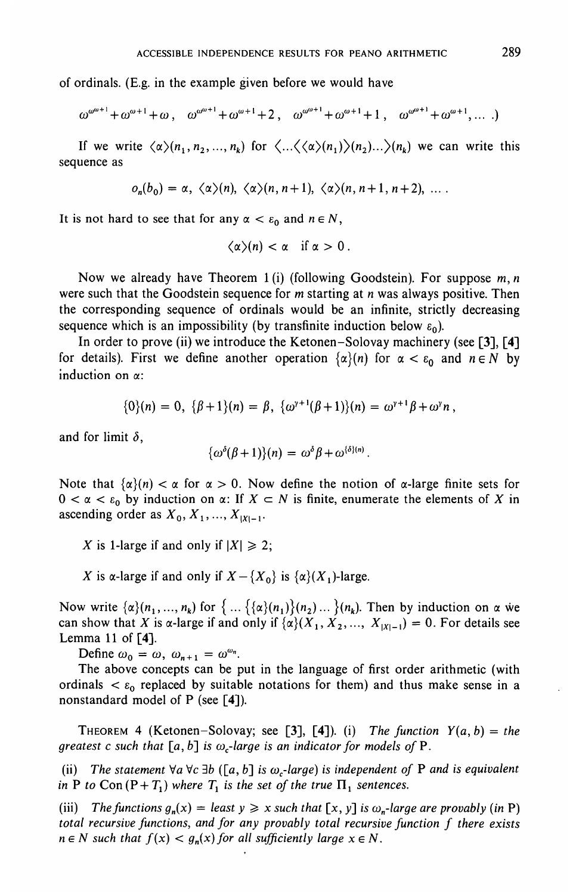of ordinals. (E.g. in the example given before we would have

$$\omega^{\omega^{\omega+1}}+\omega^{\omega+1}+\omega,\quad \omega^{\omega^{\omega+1}}+\omega^{\omega+1}+2,\quad \omega^{\omega^{\omega+1}}+\omega^{\omega+1}+1,\quad \omega^{\omega^{\omega+1}}+\omega^{\omega+1},\ \ldots\ .)$$

If we write $\langle\alpha\rangle(n_1, n_2, \ldots, n_k)$ for $\langle\ldots\langle\langle\alpha\rangle(n_1)\rangle(n_2)\ldots\rangle(n_k)$ we can write this sequence as

$$o_n(b_0) = \alpha,\ \langle\alpha\rangle(n),\ \langle\alpha\rangle(n, n+1),\ \langle\alpha\rangle(n, n+1, n+2),\ \ldots\ .$$

It is not hard to see that for any $\alpha < \varepsilon_0$ and $n \in N$,

$$\langle\alpha\rangle(n) < \alpha \quad \text{if } \alpha > 0\,.$$

Now we already have Theorem 1 (i) (following Goodstein). For suppose $m, n$ were such that the Goodstein sequence for $m$ starting at $n$ was always positive. Then the corresponding sequence of ordinals would be an infinite, strictly decreasing sequence which is an impossibility (by transfinite induction below $\varepsilon_0$).

In order to prove (ii) we introduce the Ketonen–Solovay machinery (see [3], [4] for details). First we define another operation $\{\alpha\}(n)$ for $\alpha < \varepsilon_0$ and $n \in N$ by induction on $\alpha$:

$$\{0\}(n) = 0,\ \{\beta+1\}(n) = \beta,\ \{\omega^{\gamma+1}(\beta+1)\}(n) = \omega^{\gamma+1}\beta+\omega^{\gamma}n\,,$$

and for limit $\delta$,

$$\{\omega^{\delta}(\beta+1)\}(n) = \omega^{\delta}\beta+\omega^{\{\delta\}(n)}\,.$$

Note that $\{\alpha\}(n) < \alpha$ for $\alpha > 0$. Now define the notion of $\alpha$-large finite sets for $0 < \alpha < \varepsilon_0$ by induction on $\alpha$: If $X \subset N$ is finite, enumerate the elements of $X$ in ascending order as $X_0, X_1, \ldots, X_{|X|-1}$.

$X$ is 1-large if and only if $|X| \geqslant 2$;

$X$ is $\alpha$-large if and only if $X - \{X_0\}$ is $\{\alpha\}(X_1)$-large.

Now write $\{\alpha\}(n_1, \ldots, n_k)$ for $\{\ldots\{\{\alpha\}(n_1)\}(n_2)\ldots\}(n_k)$. Then by induction on $\alpha$ we can show that $X$ is $\alpha$-large if and only if $\{\alpha\}(X_1, X_2, \ldots, X_{|X|-1}) = 0$. For details see Lemma 11 of [4].

Define $\omega_0 = \omega$, $\omega_{n+1} = \omega^{\omega_n}$.

The above concepts can be put in the language of first order arithmetic (with ordinals $< \varepsilon_0$ replaced by suitable notations for them) and thus make sense in a nonstandard model of P (see [4]).

THEOREM 4 (Ketonen–Solovay; see [3], [4]). (i) *The function $Y(a, b) =$ the greatest $c$ such that $[a, b]$ is $\omega_c$-large is an indicator for models of* P.

(ii) *The statement $\forall a\, \forall c\, \exists b$ ($[a, b]$ is $\omega_c$-large) is independent of* P *and is equivalent in* P *to* Con (P + $T_1$) *where $T_1$ is the set of the true $\Pi_1$ sentences.*

(iii) *The functions $g_n(x) =$ least $y \geqslant x$ such that $[x, y]$ is $\omega_n$-large are provably (in* P*) total recursive functions, and for any provably total recursive function $f$ there exists $n \in N$ such that $f(x) < g_n(x)$ for all sufficiently large $x \in N$.*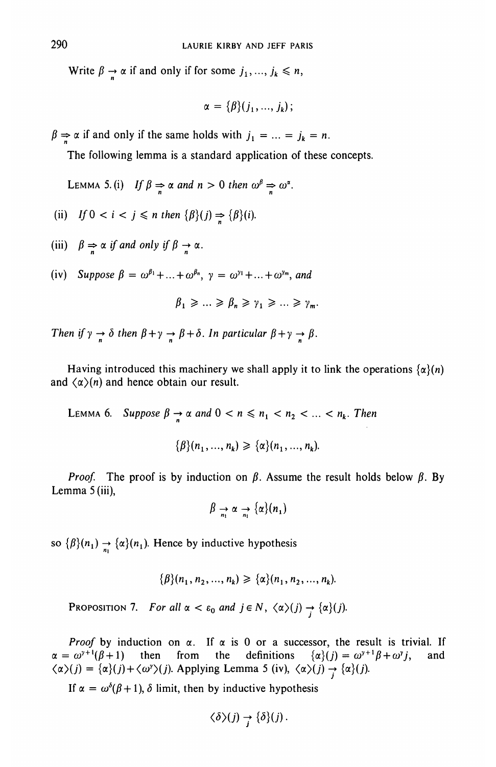Write $\beta \underset{n}{\rightarrow} \alpha$ if and only if for some $j_1, \ldots, j_k \leqslant n$,

$$\alpha = \{\beta\}(j_1, \ldots, j_k);$$

$\beta \underset{n}{\Rightarrow} \alpha$ if and only if the same holds with $j_1 = \ldots = j_k = n$.

The following lemma is a standard application of these concepts.

LEMMA 5. (i) *If $\beta \underset{n}{\Rightarrow} \alpha$ and $n > 0$ then $\omega^\beta \underset{n}{\Rightarrow} \omega^\alpha$.*

(ii) *If $0 < i < j \leqslant n$ then $\{\beta\}(j) \underset{n}{\Rightarrow} \{\beta\}(i)$.*

(iii) *$\beta \underset{n}{\Rightarrow} \alpha$ if and only if $\beta \underset{n}{\rightarrow} \alpha$.*

(iv) *Suppose $\beta = \omega^{\beta_1} + \ldots + \omega^{\beta_n}$, $\gamma = \omega^{\gamma_1} + \ldots + \omega^{\gamma_m}$, and*

$$\beta_1 \geqslant \ldots \geqslant \beta_n \geqslant \gamma_1 \geqslant \ldots \geqslant \gamma_m.$$

*Then if $\gamma \underset{n}{\rightarrow} \delta$ then $\beta + \gamma \underset{n}{\rightarrow} \beta + \delta$. In particular $\beta + \gamma \underset{n}{\rightarrow} \beta$.*

Having introduced this machinery we shall apply it to link the operations $\{\alpha\}(n)$ and $\langle\alpha\rangle(n)$ and hence obtain our result.

LEMMA 6. *Suppose $\beta \underset{n}{\rightarrow} \alpha$ and $0 < n \leqslant n_1 < n_2 < \ldots < n_k$. Then*

$$\{\beta\}(n_1, \ldots, n_k) \geqslant \{\alpha\}(n_1, \ldots, n_k).$$

*Proof.* The proof is by induction on $\beta$. Assume the result holds below $\beta$. By Lemma 5 (iii),

$$\beta \underset{n_1}{\rightarrow} \alpha \underset{n_1}{\rightarrow} \{\alpha\}(n_1)$$

so $\{\beta\}(n_1) \underset{n_1}{\rightarrow} \{\alpha\}(n_1)$. Hence by inductive hypothesis

$$\{\beta\}(n_1, n_2, \ldots, n_k) \geqslant \{\alpha\}(n_1, n_2, \ldots, n_k).$$

PROPOSITION 7. *For all $\alpha < \varepsilon_0$ and $j \in N$, $\langle\alpha\rangle(j) \underset{j}{\rightarrow} \{\alpha\}(j)$.*

*Proof* by induction on $\alpha$. If $\alpha$ is 0 or a successor, the result is trivial. If $\alpha = \omega^{\gamma+1}(\beta+1)$ then from the definitions $\{\alpha\}(j) = \omega^{\gamma+1}\beta + \omega^\gamma j$, and $\langle\alpha\rangle(j) = \{\alpha\}(j) + \langle\omega^\gamma\rangle(j)$. Applying Lemma 5 (iv), $\langle\alpha\rangle(j) \underset{j}{\rightarrow} \{\alpha\}(j)$.

If $\alpha = \omega^\delta(\beta+1)$, $\delta$ limit, then by inductive hypothesis

$$\langle\delta\rangle(j) \underset{j}{\rightarrow} \{\delta\}(j).$$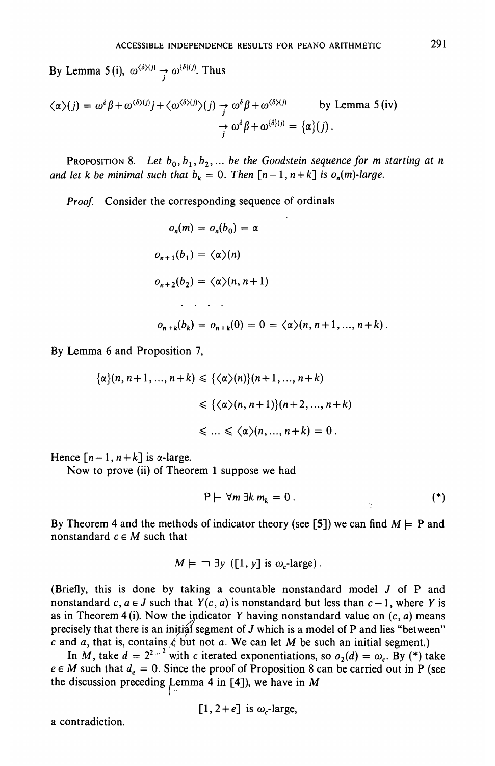By Lemma 5 (i), $\omega^{\langle\delta\rangle(j)} \underset{j}{\to} \omega^{\{\delta\}(j)}$. Thus

$$\langle\alpha\rangle(j) = \omega^\delta\beta + \omega^{\langle\delta\rangle(j)}j + \langle\omega^{\langle\delta\rangle(j)}\rangle(j) \underset{j}{\to} \omega^\delta\beta + \omega^{\langle\delta\rangle(j)} \qquad \text{by Lemma 5 (iv)}$$

$$\underset{j}{\to} \omega^\delta\beta + \omega^{\{\delta\}(j)} = \{\alpha\}(j).$$

PROPOSITION 8. *Let $b_0, b_1, b_2, \ldots$ be the Goodstein sequence for $m$ starting at $n$ and let $k$ be minimal such that $b_k = 0$. Then $[n-1, n+k]$ is $o_n(m)$-large.*

*Proof.* Consider the corresponding sequence of ordinals

$$o_n(m) = o_n(b_0) = \alpha$$

$$o_{n+1}(b_1) = \langle\alpha\rangle(n)$$

$$o_{n+2}(b_2) = \langle\alpha\rangle(n, n+1)$$

$$\ldots$$

$$o_{n+k}(b_k) = o_{n+k}(0) = 0 = \langle\alpha\rangle(n, n+1, \ldots, n+k).$$

By Lemma 6 and Proposition 7,

$$\{\alpha\}(n, n+1, \ldots, n+k) \leqslant \{\langle\alpha\rangle(n)\}(n+1, \ldots, n+k)$$

$$\leqslant \{\langle\alpha\rangle(n, n+1)\}(n+2, \ldots, n+k)$$

$$\leqslant \ldots \leqslant \langle\alpha\rangle(n, \ldots, n+k) = 0.$$

Hence $[n-1, n+k]$ is $\alpha$-large.

Now to prove (ii) of Theorem 1 suppose we had

$$\mathrm{P} \vdash \forall m\, \exists k\; m_k = 0. \tag{*}$$

By Theorem 4 and the methods of indicator theory (see [5]) we can find $M \models \mathrm{P}$ and nonstandard $c \in M$ such that

$$M \models \neg\, \exists y\; ([1, y] \text{ is } \omega_c\text{-large}).$$

(Briefly, this is done by taking a countable nonstandard model $J$ of P and nonstandard $c, a \in J$ such that $Y(c, a)$ is nonstandard but less than $c-1$, where $Y$ is as in Theorem 4 (i). Now the indicator $Y$ having nonstandard value on $(c, a)$ means precisely that there is an initial segment of $J$ which is a model of P and lies "between" $c$ and $a$, that is, contains $c$ but not $a$. We can let $M$ be such an initial segment.)

In $M$, take $d = 2^{2^{\cdot^{\cdot^{2}}}}$ with $c$ iterated exponentiations, so $o_2(d) = \omega_c$. By (*) take $e \in M$ such that $d_e = 0$. Since the proof of Proposition 8 can be carried out in P (see the discussion preceding Lemma 4 in [4]), we have in $M$

$$[1, 2+e] \text{ is } \omega_c\text{-large},$$

a contradiction.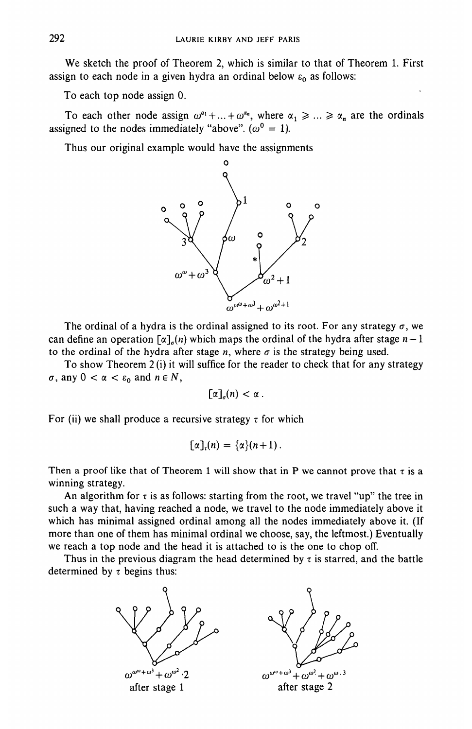We sketch the proof of Theorem 2, which is similar to that of Theorem 1. First assign to each node in a given hydra an ordinal below $\varepsilon_0$ as follows:

To each top node assign 0.

To each other node assign $\omega^{\alpha_1} + \ldots + \omega^{\alpha_n}$, where $\alpha_1 \geqslant \ldots \geqslant \alpha_n$ are the ordinals assigned to the nodes immediately "above". ($\omega^0 = 1$).

Thus our original example would have the assignments

$$\omega^{\omega^\omega + \omega^3} + \omega^{\omega^2 + 1}$$

The ordinal of a hydra is the ordinal assigned to its root. For any strategy $\sigma$, we can define an operation $[\alpha]_\sigma(n)$ which maps the ordinal of the hydra after stage $n-1$ to the ordinal of the hydra after stage $n$, where $\sigma$ is the strategy being used.

To show Theorem 2 (i) it will suffice for the reader to check that for any strategy $\sigma$, any $0 < \alpha < \varepsilon_0$ and $n \in N$,

$$[\alpha]_\sigma(n) < \alpha.$$

For (ii) we shall produce a recursive strategy $\tau$ for which

$$[\alpha]_\tau(n) = \{\alpha\}(n+1).$$

Then a proof like that of Theorem 1 will show that in P we cannot prove that $\tau$ is a winning strategy.

An algorithm for $\tau$ is as follows: starting from the root, we travel "up" the tree in such a way that, having reached a node, we travel to the node immediately above it which has minimal assigned ordinal among all the nodes immediately above it. (If more than one of them has minimal ordinal we choose, say, the leftmost.) Eventually we reach a top node and the head it is attached to is the one to chop off.

Thus in the previous diagram the head determined by $\tau$ is starred, and the battle determined by $\tau$ begins thus:

$\omega^{\omega^\omega + \omega^3} + \omega^{\omega^2} \cdot 2$
after stage 1

$\omega^{\omega^\omega + \omega^3} + \omega^{\omega^2} + \omega^{\omega \cdot 3}$
after stage 2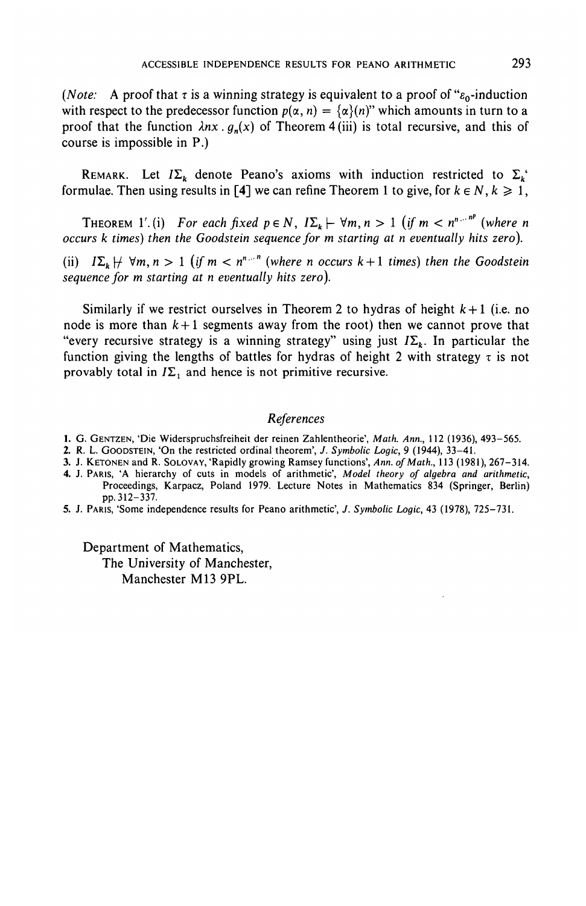(*Note:* A proof that $\tau$ is a winning strategy is equivalent to a proof of "$\varepsilon_0$-induction with respect to the predecessor function $p(\alpha, n) = \{\alpha\}(n)$" which amounts in turn to a proof that the function $\lambda nx \,.\, g_n(x)$ of Theorem 4 (iii) is total recursive, and this of course is impossible in P.)

REMARK. Let $I\Sigma_k$ denote Peano's axioms with induction restricted to $\Sigma_k$' formulae. Then using results in [**4**] we can refine Theorem 1 to give, for $k \in N$, $k \geqslant 1$,

THEOREM 1′. (i) *For each fixed* $p \in N$, $I\Sigma_k \vdash \forall m, n > 1$ (*if* $m < n^{n^{\cdot^{\cdot^{\cdot^{n^p}}}}}$ (*where n occurs k times*) *then the Goodstein sequence for m starting at n eventually hits zero*).

(ii) $I\Sigma_k \nvdash \forall m, n > 1$ (*if* $m < n^{n^{\cdot^{\cdot^{\cdot^{n}}}}}$ (*where n occurs* $k+1$ *times*) *then the Goodstein sequence for m starting at n eventually hits zero*).

Similarly if we restrict ourselves in Theorem 2 to hydras of height $k+1$ (i.e. no node is more than $k+1$ segments away from the root) then we cannot prove that "every recursive strategy is a winning strategy" using just $I\Sigma_k$. In particular the function giving the lengths of battles for hydras of height 2 with strategy $\tau$ is not provably total in $I\Sigma_1$ and hence is not primitive recursive.

## *References*

1. G. GENTZEN, 'Die Widerspruchsfreiheit der reinen Zahlentheorie', *Math. Ann.*, 112 (1936), 493–565.
2. R. L. GOODSTEIN, 'On the restricted ordinal theorem', *J. Symbolic Logic*, 9 (1944), 33–41.
3. J. KETONEN and R. SOLOVAY, 'Rapidly growing Ramsey functions', *Ann. of Math.*, 113 (1981), 267–314.
4. J. PARIS, 'A hierarchy of cuts in models of arithmetic', *Model theory of algebra and arithmetic*, Proceedings, Karpacz, Poland 1979. Lecture Notes in Mathematics 834 (Springer, Berlin) pp. 312–337.
5. J. PARIS, 'Some independence results for Peano arithmetic', *J. Symbolic Logic*, 43 (1978), 725–731.

Department of Mathematics,
The University of Manchester,
Manchester M13 9PL.